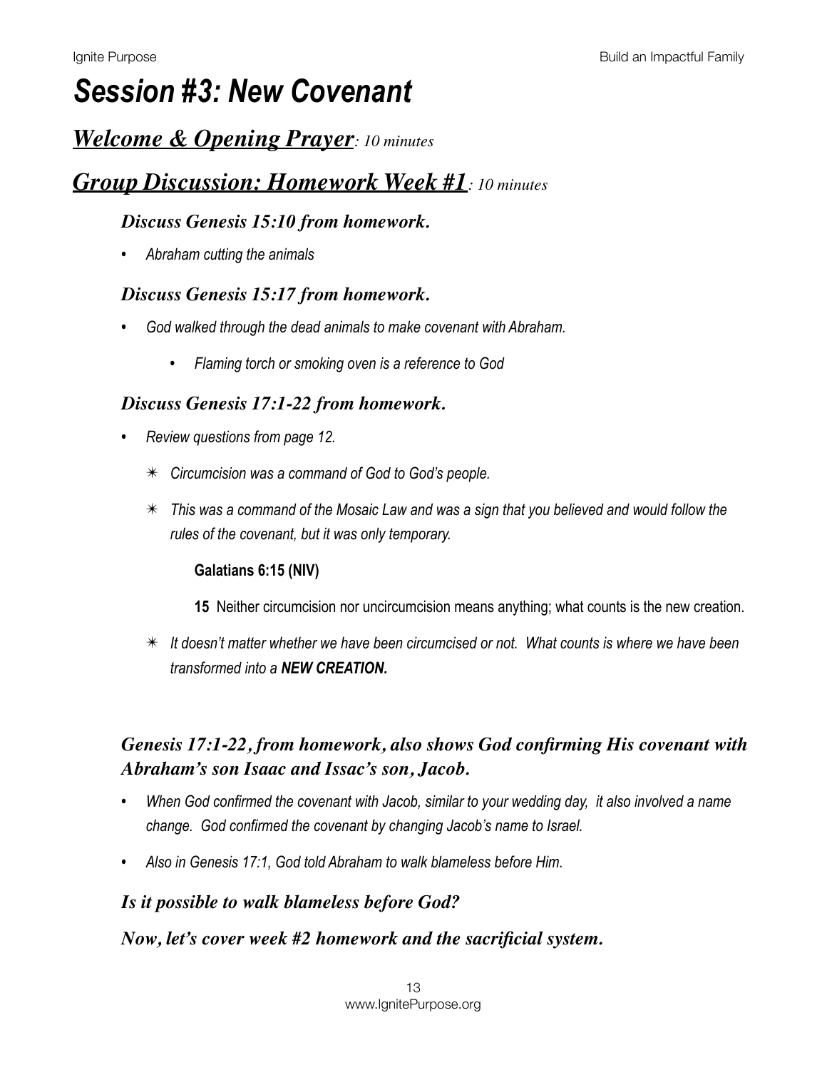# *Session #3: New Covenant*

## ***Welcome & Opening Prayer****: 10 minutes*

## ***Group Discussion: Homework Week #1****: 10 minutes*

### *Discuss Genesis 15:10 from homework.*

- *Abraham cutting the animals*

### *Discuss Genesis 15:17 from homework.*

- *God walked through the dead animals to make covenant with Abraham.*
  - *Flaming torch or smoking oven is a reference to God*

### *Discuss Genesis 17:1-22 from homework.*

- *Review questions from page 12.*
  - ✴ *Circumcision was a command of God to God's people.*
  - ✴ *This was a command of the Mosaic Law and was a sign that you believed and would follow the rules of the covenant, but it was only temporary.*

    **Galatians 6:15 (NIV)**

    **15** Neither circumcision nor uncircumcision means anything; what counts is the new creation.

  - ✴ *It doesn't matter whether we have been circumcised or not. What counts is where we have been transformed into a **NEW CREATION.***

### *Genesis 17:1-22, from homework, also shows God confirming His covenant with Abraham's son Isaac and Issac's son, Jacob.*

- *When God confirmed the covenant with Jacob, similar to your wedding day, it also involved a name change. God confirmed the covenant by changing Jacob's name to Israel.*
- *Also in Genesis 17:1, God told Abraham to walk blameless before Him.*

### *Is it possible to walk blameless before God?*

### *Now, let's cover week #2 homework and the sacrificial system.*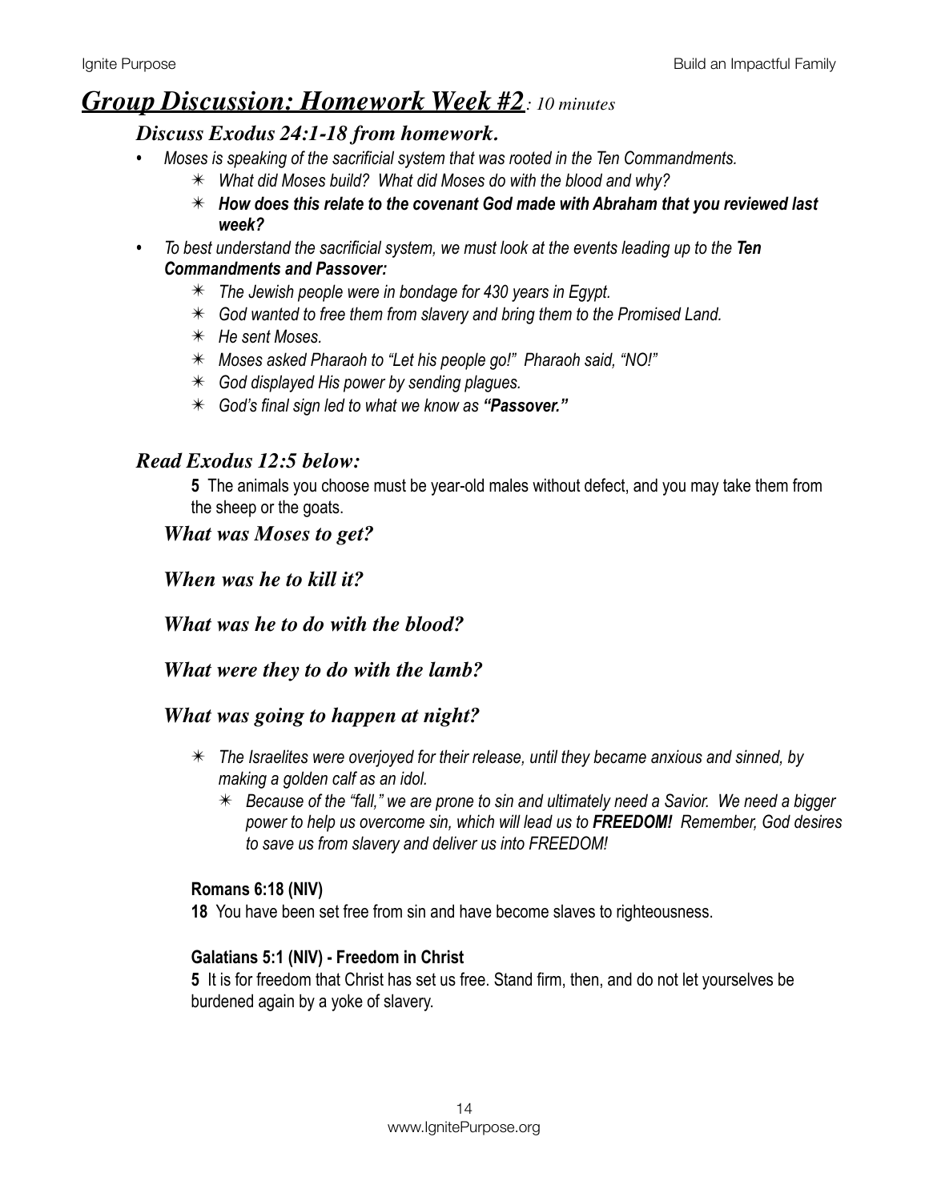# ***Group Discussion: Homework Week #2****: 10 minutes*

### *Discuss Exodus 24:1-18 from homework.*

- *Moses is speaking of the sacrificial system that was rooted in the Ten Commandments.*
  - ✴ *What did Moses build? What did Moses do with the blood and why?*
  - ✴ ***How does this relate to the covenant God made with Abraham that you reviewed last week?***
- *To best understand the sacrificial system, we must look at the events leading up to the **Ten Commandments and Passover:***
  - ✴ *The Jewish people were in bondage for 430 years in Egypt.*
  - ✴ *God wanted to free them from slavery and bring them to the Promised Land.*
  - ✴ *He sent Moses.*
  - ✴ *Moses asked Pharaoh to "Let his people go!" Pharaoh said, "NO!"*
  - ✴ *God displayed His power by sending plagues.*
  - ✴ *God's final sign led to what we know as **"Passover."***

### *Read Exodus 12:5 below:*

**5** The animals you choose must be year-old males without defect, and you may take them from the sheep or the goats.

***What was Moses to get?***

***When was he to kill it?***

***What was he to do with the blood?***

***What were they to do with the lamb?***

***What was going to happen at night?***

- ✴ *The Israelites were overjoyed for their release, until they became anxious and sinned, by making a golden calf as an idol.*
  - ✴ *Because of the "fall," we are prone to sin and ultimately need a Savior. We need a bigger power to help us overcome sin, which will lead us to **FREEDOM!** Remember, God desires to save us from slavery and deliver us into FREEDOM!*

**Romans 6:18 (NIV)**

**18** You have been set free from sin and have become slaves to righteousness.

**Galatians 5:1 (NIV) - Freedom in Christ**

**5** It is for freedom that Christ has set us free. Stand firm, then, and do not let yourselves be burdened again by a yoke of slavery.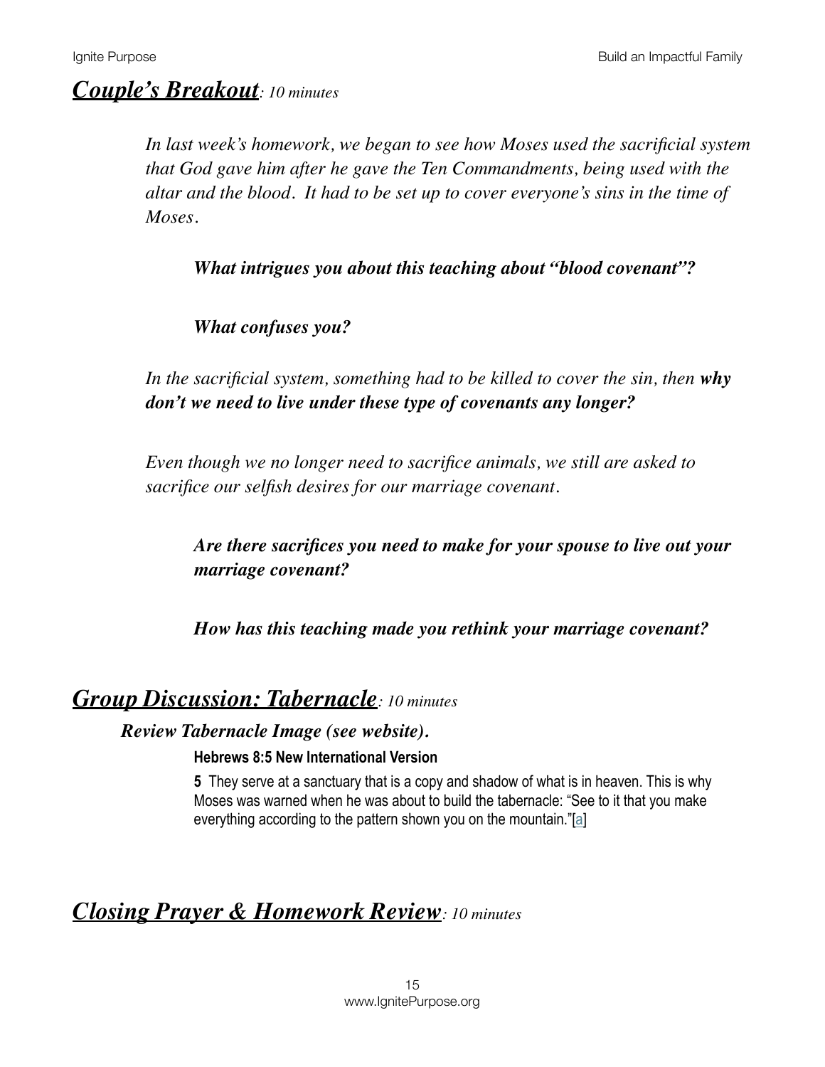## ***Couple's Breakout****: 10 minutes*

*In last week's homework, we began to see how Moses used the sacrificial system that God gave him after he gave the Ten Commandments, being used with the altar and the blood. It had to be set up to cover everyone's sins in the time of Moses.*

***What intrigues you about this teaching about "blood covenant"?***

***What confuses you?***

*In the sacrificial system, something had to be killed to cover the sin, then* ***why don't we need to live under these type of covenants any longer?***

*Even though we no longer need to sacrifice animals, we still are asked to sacrifice our selfish desires for our marriage covenant.*

***Are there sacrifices you need to make for your spouse to live out your marriage covenant?***

***How has this teaching made you rethink your marriage covenant?***

## ***Group Discussion: Tabernacle****: 10 minutes*

***Review Tabernacle Image (see website).***

**Hebrews 8:5 New International Version**

**5** They serve at a sanctuary that is a copy and shadow of what is in heaven. This is why Moses was warned when he was about to build the tabernacle: "See to it that you make everything according to the pattern shown you on the mountain."[a]

## ***Closing Prayer & Homework Review****: 10 minutes*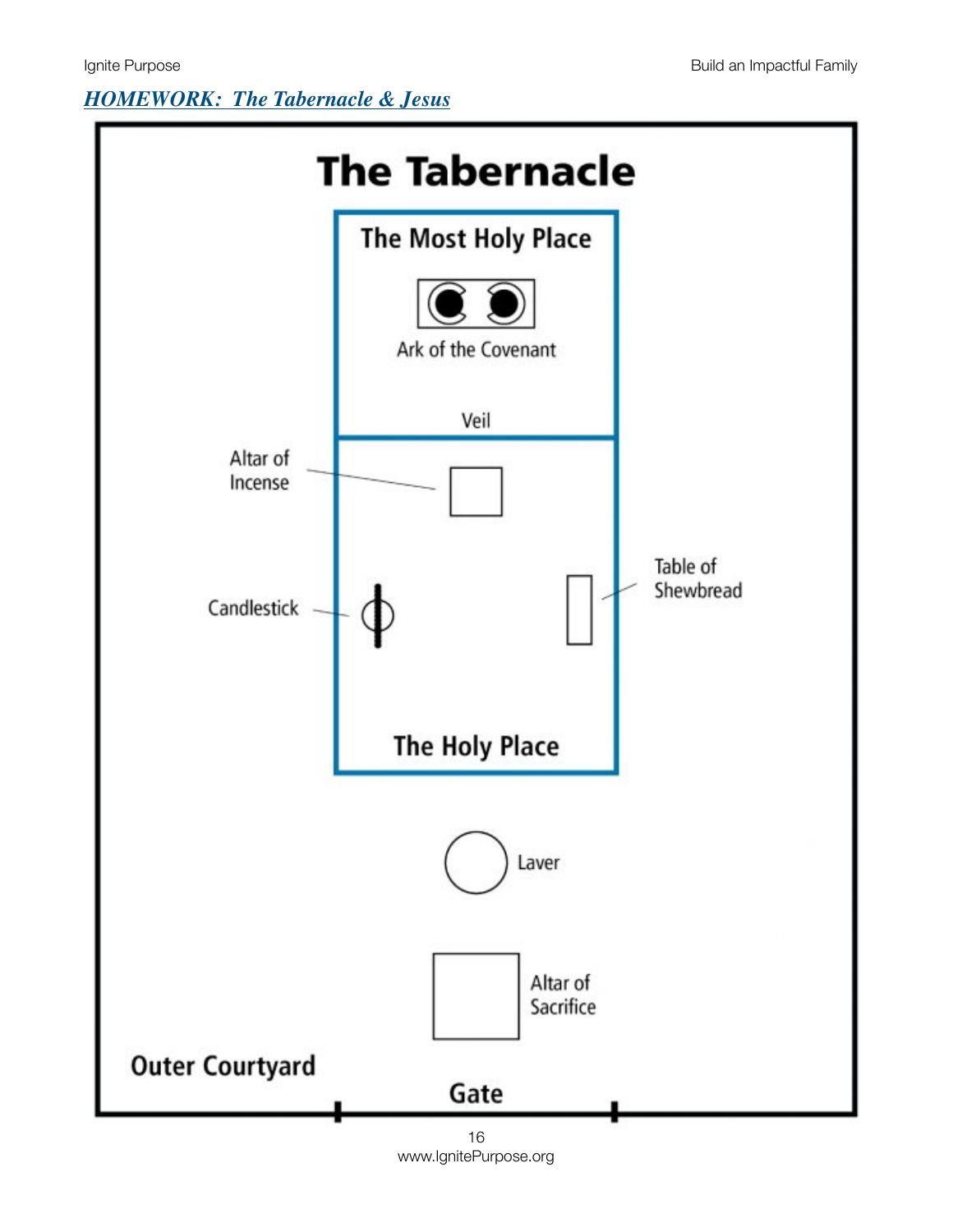## *HOMEWORK: The Tabernacle & Jesus*

# The Tabernacle

The Most Holy Place

Ark of the Covenant

Veil

Altar of Incense

Candlestick

Table of Shewbread

The Holy Place

Laver

Altar of Sacrifice

Outer Courtyard

Gate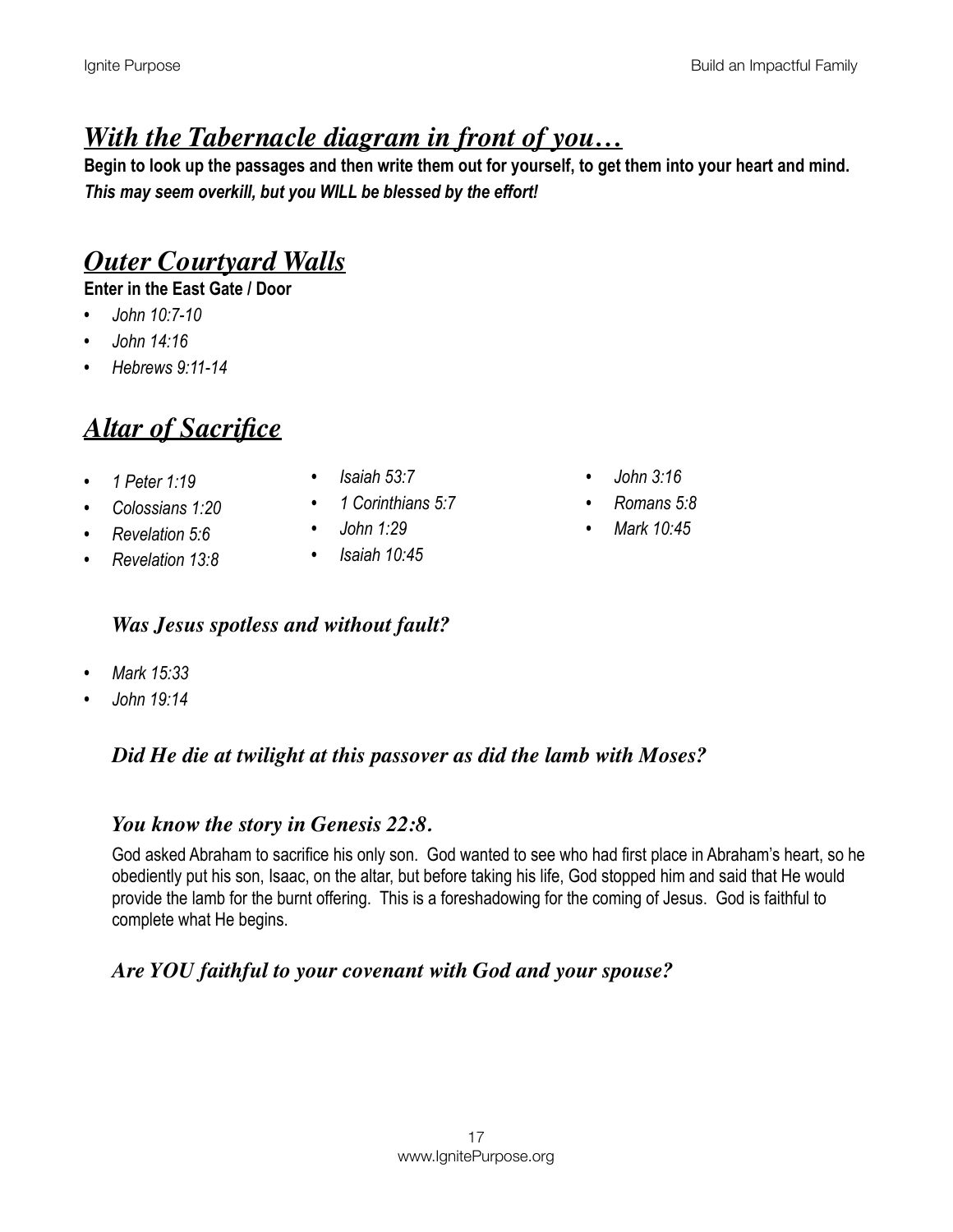## *With the Tabernacle diagram in front of you…*

**Begin to look up the passages and then write them out for yourself, to get them into your heart and mind.**
***This may seem overkill, but you WILL be blessed by the effort!***

## *Outer Courtyard Walls*

**Enter in the East Gate / Door**

- *John 10:7-10*
- *John 14:16*
- *Hebrews 9:11-14*

## *Altar of Sacrifice*

- *1 Peter 1:19*
- *Colossians 1:20*
- *Revelation 5:6*
- *Revelation 13:8*
- *Isaiah 53:7*
- *1 Corinthians 5:7*
- *John 1:29*
- *Isaiah 10:45*
- *John 3:16*
- *Romans 5:8*
- *Mark 10:45*

### *Was Jesus spotless and without fault?*

- *Mark 15:33*
- *John 19:14*

### *Did He die at twilight at this passover as did the lamb with Moses?*

### *You know the story in Genesis 22:8.*

God asked Abraham to sacrifice his only son. God wanted to see who had first place in Abraham's heart, so he obediently put his son, Isaac, on the altar, but before taking his life, God stopped him and said that He would provide the lamb for the burnt offering. This is a foreshadowing for the coming of Jesus. God is faithful to complete what He begins.

### *Are YOU faithful to your covenant with God and your spouse?*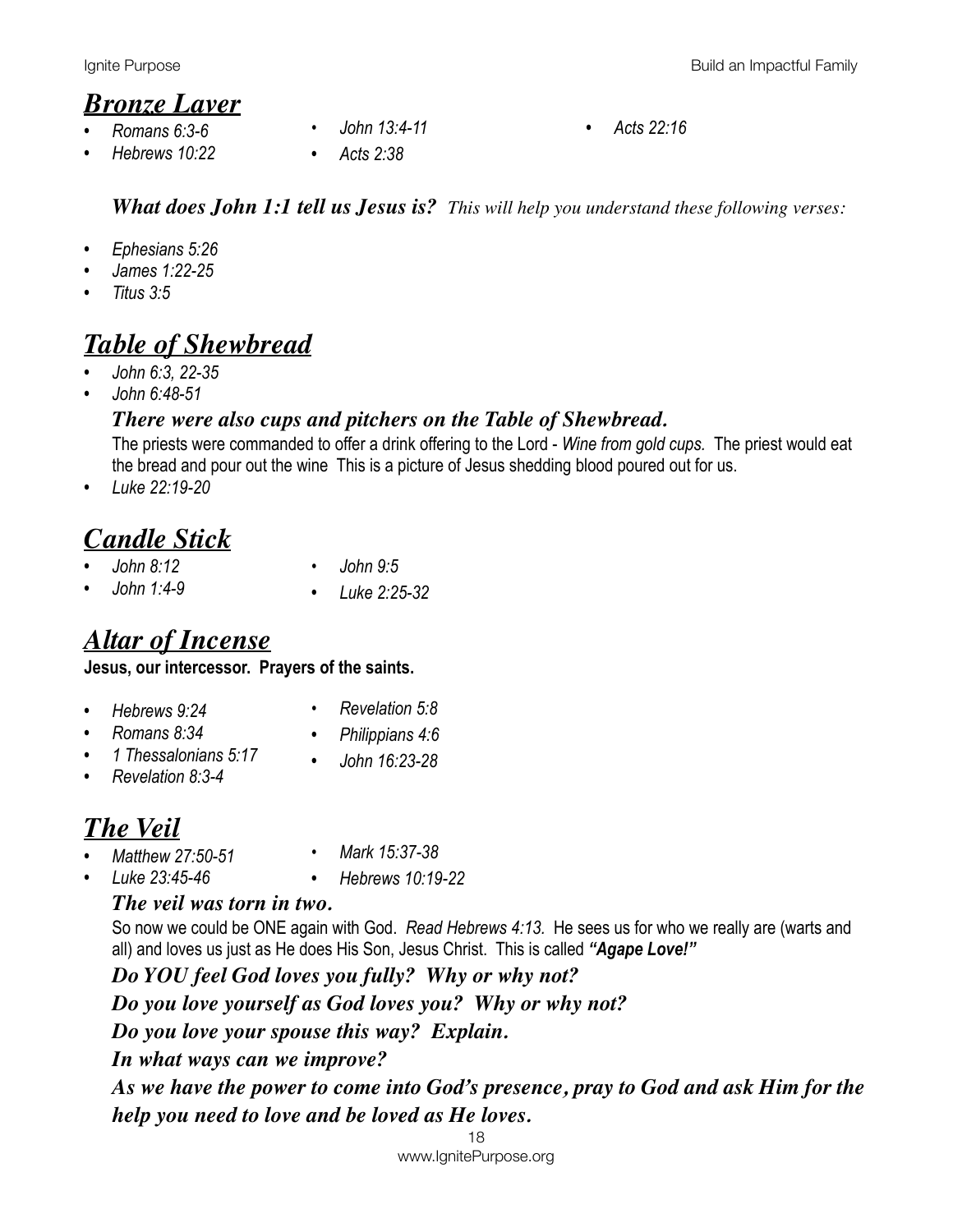## ***Bronze Laver***

- *Romans 6:3-6*
- *Hebrews 10:22*
- *John 13:4-11*
- *Acts 2:38*
- *Acts 22:16*

***What does John 1:1 tell us Jesus is?*** *This will help you understand these following verses:*

- *Ephesians 5:26*
- *James 1:22-25*
- *Titus 3:5*

## ***Table of Shewbread***

- *John 6:3, 22-35*
- *John 6:48-51*

***There were also cups and pitchers on the Table of Shewbread.***

The priests were commanded to offer a drink offering to the Lord - *Wine from gold cups.* The priest would eat the bread and pour out the wine This is a picture of Jesus shedding blood poured out for us.

- *Luke 22:19-20*

## ***Candle Stick***

- *John 8:12*
- *John 1:4-9*
- *John 9:5*
- *Luke 2:25-32*

## ***Altar of Incense***

**Jesus, our intercessor. Prayers of the saints.**

- *Hebrews 9:24*
- *Romans 8:34*
- *1 Thessalonians 5:17*
- *Revelation 8:3-4*
- *Revelation 5:8*
- *Philippians 4:6*
- *John 16:23-28*

## ***The Veil***

- *Matthew 27:50-51*
- *Luke 23:45-46*
- *Mark 15:37-38*
- *Hebrews 10:19-22*

***The veil was torn in two.***

So now we could be ONE again with God. *Read Hebrews 4:13.* He sees us for who we really are (warts and all) and loves us just as He does His Son, Jesus Christ. This is called ***"Agape Love!"***

***Do YOU feel God loves you fully? Why or why not?***

***Do you love yourself as God loves you? Why or why not?***

***Do you love your spouse this way? Explain.***

***In what ways can we improve?***

***As we have the power to come into God's presence, pray to God and ask Him for the help you need to love and be loved as He loves.***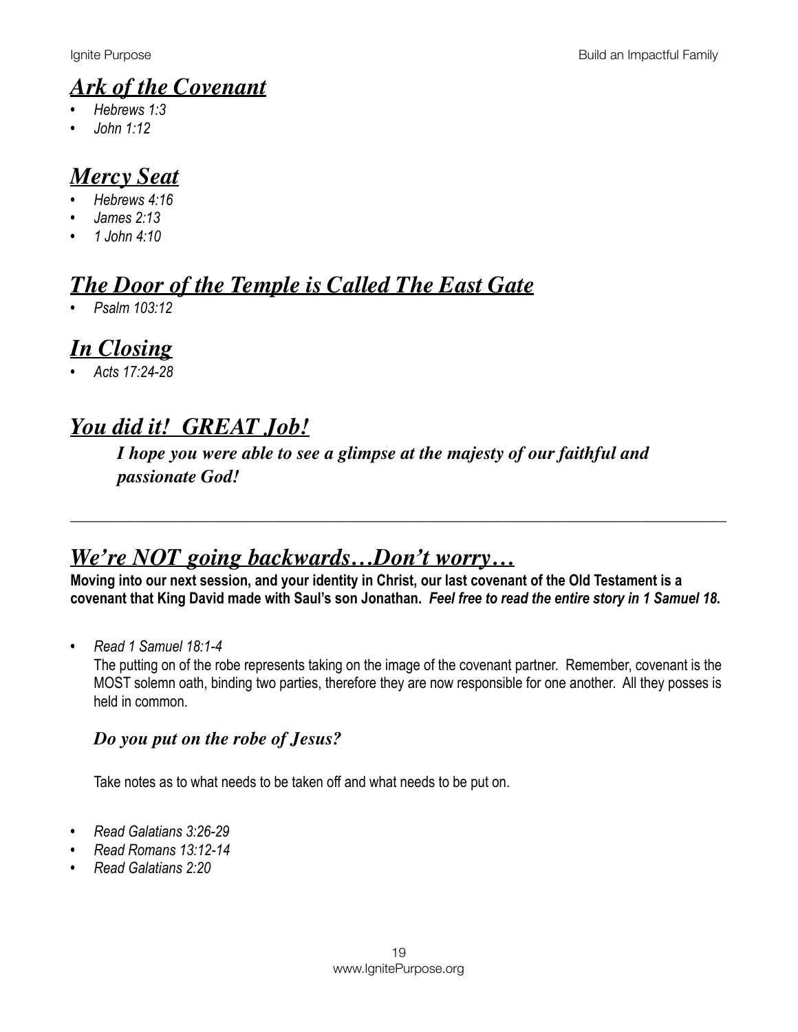## ***Ark of the Covenant***

- *Hebrews 1:3*
- *John 1:12*

## ***Mercy Seat***

- *Hebrews 4:16*
- *James 2:13*
- *1 John 4:10*

## ***The Door of the Temple is Called The East Gate***

- *Psalm 103:12*

## ***In Closing***

- *Acts 17:24-28*

## ***You did it! GREAT Job!***

> ***I hope you were able to see a glimpse at the majesty of our faithful and passionate God!***

---

## ***We're NOT going backwards…Don't worry…***

**Moving into our next session, and your identity in Christ, our last covenant of the Old Testament is a covenant that King David made with Saul's son Jonathan.** ***Feel free to read the entire story in 1 Samuel 18.***

- *Read 1 Samuel 18:1-4*

  The putting on of the robe represents taking on the image of the covenant partner. Remember, covenant is the MOST solemn oath, binding two parties, therefore they are now responsible for one another. All they posses is held in common.

  ***Do you put on the robe of Jesus?***

  Take notes as to what needs to be taken off and what needs to be put on.

- *Read Galatians 3:26-29*
- *Read Romans 13:12-14*
- *Read Galatians 2:20*